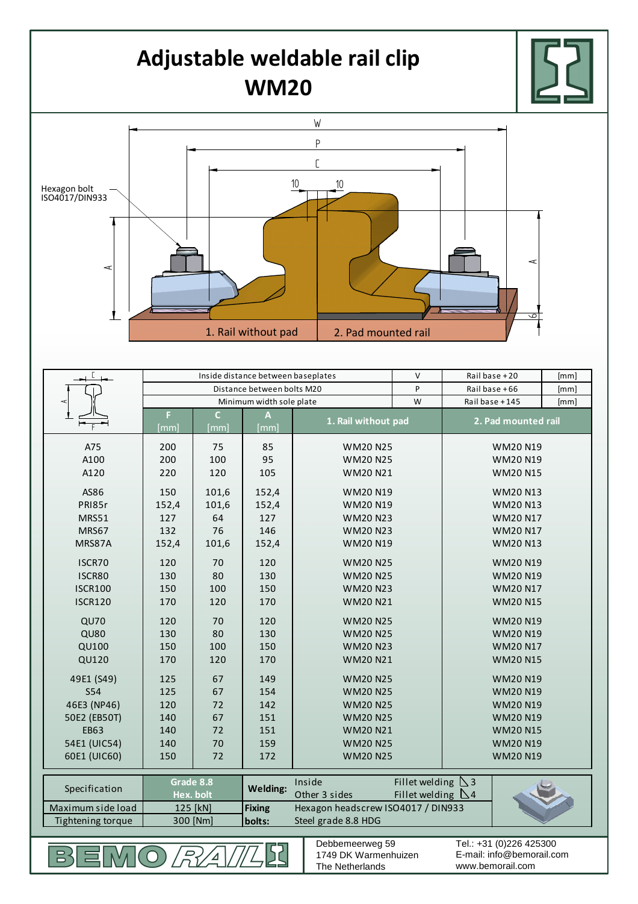# Adjustable weldable rail clip WM20

Hexagon bolt ISO4017/DIN933

1. Rail without pad
2. Pad mounted rail

| | Inside distance between baseplates | | | V | Rail base + 20 | [mm] |
|---|---|---|---|---|---|---|
| | Distance between bolts M20 | | | P | Rail base + 66 | [mm] |
| | Minimum width sole plate | | | W | Rail base + 145 | [mm] |
| | F [mm] | C [mm] | A [mm] | 1. Rail without pad | 2. Pad mounted rail | |
| A75 | 200 | 75 | 85 | WM20 N25 | WM20 N19 | |
| A100 | 200 | 100 | 95 | WM20 N25 | WM20 N19 | |
| A120 | 220 | 120 | 105 | WM20 N21 | WM20 N15 | |
| AS86 | 150 | 101,6 | 152,4 | WM20 N19 | WM20 N13 | |
| PRI85r | 152,4 | 101,6 | 152,4 | WM20 N19 | WM20 N13 | |
| MRS51 | 127 | 64 | 127 | WM20 N23 | WM20 N17 | |
| MRS67 | 132 | 76 | 146 | WM20 N23 | WM20 N17 | |
| MRS87A | 152,4 | 101,6 | 152,4 | WM20 N19 | WM20 N13 | |
| ISCR70 | 120 | 70 | 120 | WM20 N25 | WM20 N19 | |
| ISCR80 | 130 | 80 | 130 | WM20 N25 | WM20 N19 | |
| ISCR100 | 150 | 100 | 150 | WM20 N23 | WM20 N17 | |
| ISCR120 | 170 | 120 | 170 | WM20 N21 | WM20 N15 | |
| QU70 | 120 | 70 | 120 | WM20 N25 | WM20 N19 | |
| QU80 | 130 | 80 | 130 | WM20 N25 | WM20 N19 | |
| QU100 | 150 | 100 | 150 | WM20 N23 | WM20 N17 | |
| QU120 | 170 | 120 | 170 | WM20 N21 | WM20 N15 | |
| 49E1 (S49) | 125 | 67 | 149 | WM20 N25 | WM20 N19 | |
| S54 | 125 | 67 | 154 | WM20 N25 | WM20 N19 | |
| 46E3 (NP46) | 120 | 72 | 142 | WM20 N25 | WM20 N19 | |
| 50E2 (EB50T) | 140 | 67 | 151 | WM20 N25 | WM20 N19 | |
| EB63 | 140 | 72 | 151 | WM20 N21 | WM20 N15 | |
| 54E1 (UIC54) | 140 | 70 | 159 | WM20 N25 | WM20 N19 | |
| 60E1 (UIC60) | 150 | 72 | 172 | WM20 N25 | WM20 N19 | |

| Specification | Grade 8.8 Hex. bolt | Welding: | Inside: Fillet welding 3; Other 3 sides: Fillet welding 4 |
|---|---|---|---|
| Maximum side load | 125 [kN] | Fixing bolts: | Hexagon headscrew ISO4017 / DIN933 |
| Tightening torque | 300 [Nm] | | Steel grade 8.8 HDG |

BEMO RAIL

Debbemeerweg 59
1749 DK Warmenhuizen
The Netherlands

Tel.: +31 (0)226 425300
E-mail: info@bemorail.com
www.bemorail.com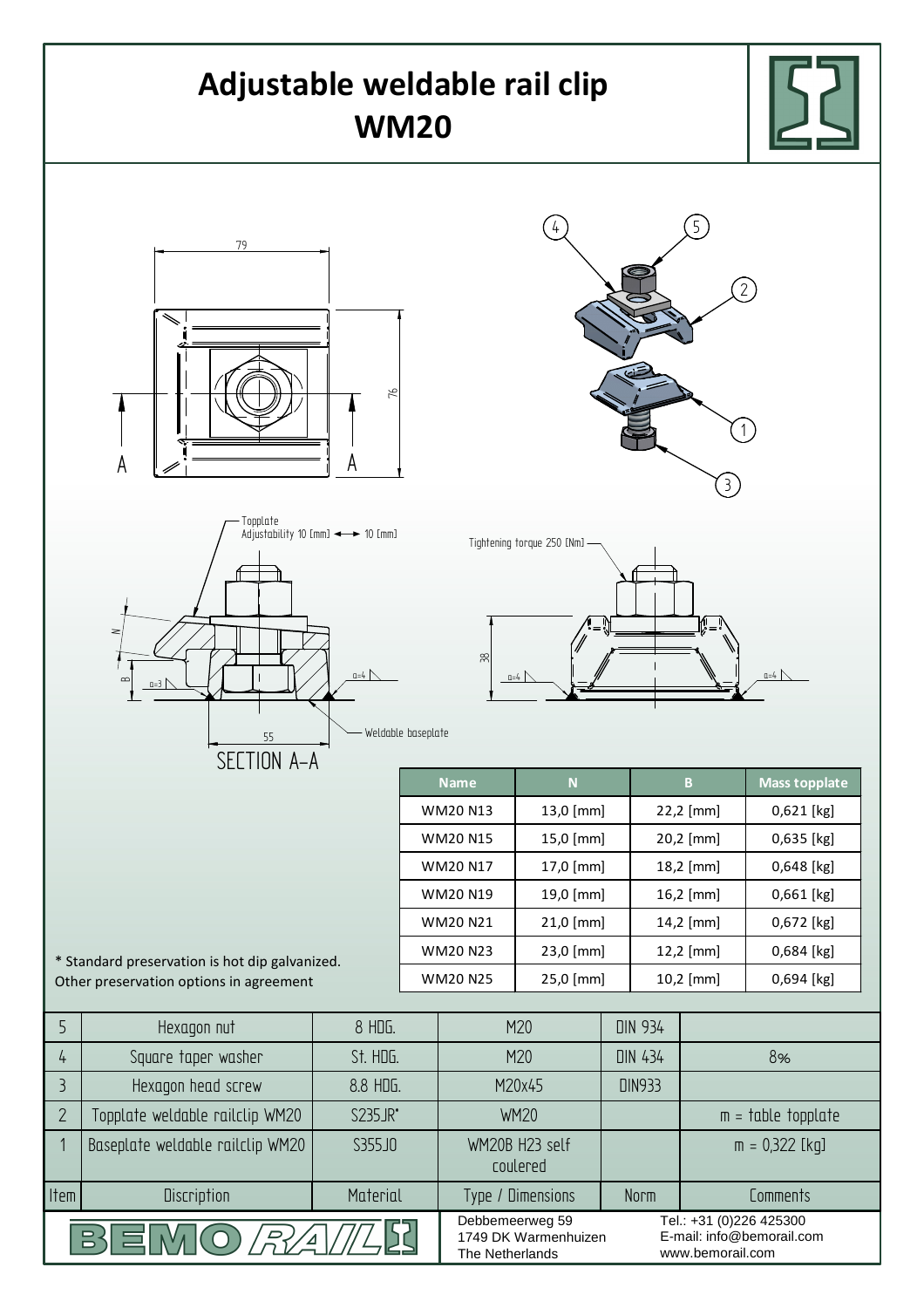# Adjustable weldable rail clip WM20

79

76

A A

Topplate
Adjustability 10 [mm] ◄► 10 [mm]

N

B

a=3

a=4

55

Weldable baseplate

SECTION A-A

Tightening torque 250 [Nm]

38

a=4

a=4

| Name | N | B | Mass topplate |
|---|---|---|---|
| WM20 N13 | 13,0 [mm] | 22,2 [mm] | 0,621 [kg] |
| WM20 N15 | 15,0 [mm] | 20,2 [mm] | 0,635 [kg] |
| WM20 N17 | 17,0 [mm] | 18,2 [mm] | 0,648 [kg] |
| WM20 N19 | 19,0 [mm] | 16,2 [mm] | 0,661 [kg] |
| WM20 N21 | 21,0 [mm] | 14,2 [mm] | 0,672 [kg] |
| WM20 N23 | 23,0 [mm] | 12,2 [mm] | 0,684 [kg] |
| WM20 N25 | 25,0 [mm] | 10,2 [mm] | 0,694 [kg] |

* Standard preservation is hot dip galvanized.
Other preservation options in agreement

| Item | Discription | Material | Type / Dimensions | Norm | Comments |
|---|---|---|---|---|---|
| 5 | Hexagon nut | 8 HDG. | M20 | DIN 934 | |
| 4 | Square taper washer | St. HDG. | M20 | DIN 434 | 8% |
| 3 | Hexagon head screw | 8.8 HDG. | M20x45 | DIN933 | |
| 2 | Topplate weldable railclip WM20 | S235JR* | WM20 | | m = table topplate |
| 1 | Baseplate weldable railclip WM20 | S355J0 | WM20B H23 self coulered | | m = 0,322 [kg] |

BEMO RAIL

Debbemeerweg 59
1749 DK Warmenhuizen
The Netherlands

Tel.: +31 (0)226 425300
E-mail: info@bemorail.com
www.bemorail.com